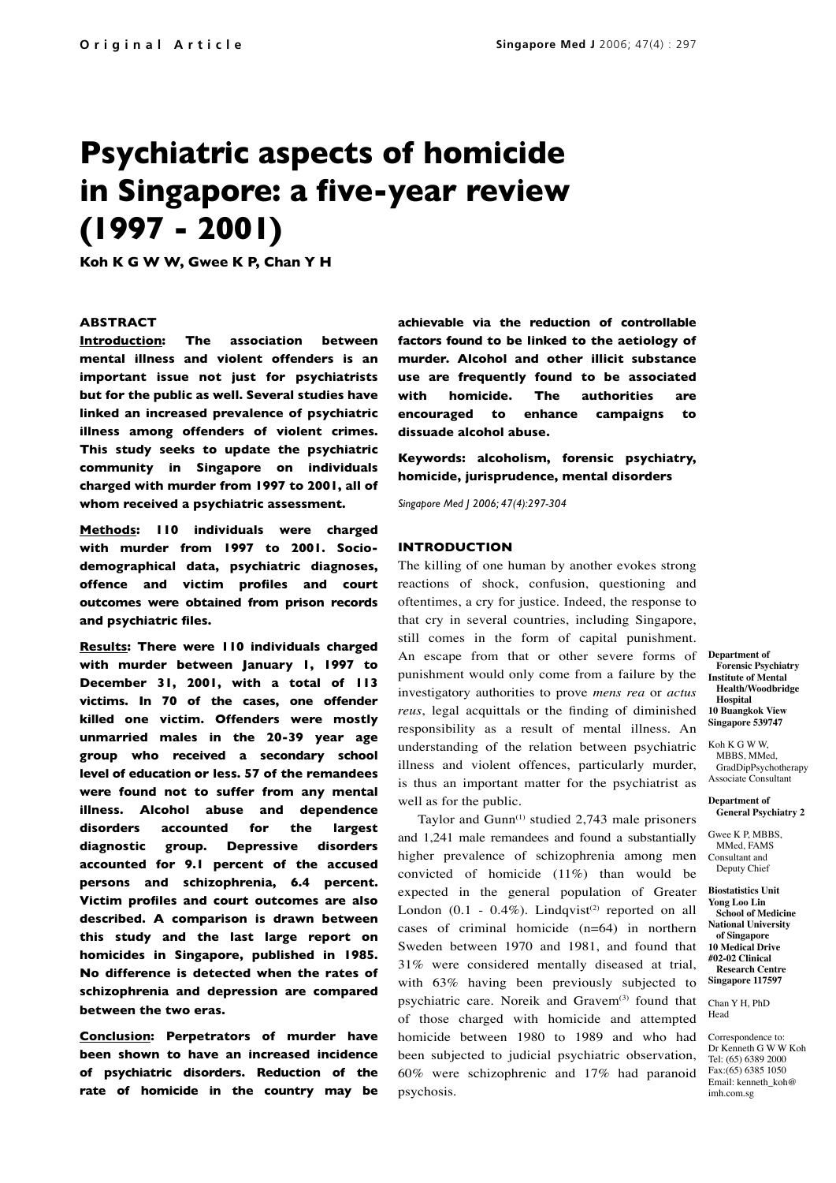# Psychiatric aspects of homicide in Singapore: a five-year review (1997 - 2001)

**Koh K G W W, Gwee K P, Chan Y H**

### ABSTRACT

**Introduction: The association between mental illness and violent offenders is an important issue not just for psychiatrists but for the public as well. Several studies have linked an increased prevalence of psychiatric illness among offenders of violent crimes. This study seeks to update the psychiatric community in Singapore on individuals charged with murder from 1997 to 2001, all of whom received a psychiatric assessment.**

**Methods: 110 individuals were charged with murder from 1997 to 2001. Socio-demographical data, psychiatric diagnoses, offence and victim profiles and court outcomes were obtained from prison records and psychiatric files.**

**Results: There were 110 individuals charged with murder between January 1, 1997 to December 31, 2001, with a total of 113 victims. In 70 of the cases, one offender killed one victim. Offenders were mostly unmarried males in the 20-39 year age group who received a secondary school level of education or less. 57 of the remandees were found not to suffer from any mental illness. Alcohol abuse and dependence disorders accounted for the largest diagnostic group. Depressive disorders accounted for 9.1 percent of the accused persons and schizophrenia, 6.4 percent. Victim profiles and court outcomes are also described. A comparison is drawn between this study and the last large report on homicides in Singapore, published in 1985. No difference is detected when the rates of schizophrenia and depression are compared between the two eras.**

**Conclusion: Perpetrators of murder have been shown to have an increased incidence of psychiatric disorders. Reduction of the rate of homicide in the country may be achievable via the reduction of controllable factors found to be linked to the aetiology of murder. Alcohol and other illicit substance use are frequently found to be associated with homicide. The authorities are encouraged to enhance campaigns to dissuade alcohol abuse.**

**Keywords: alcoholism, forensic psychiatry, homicide, jurisprudence, mental disorders**

*Singapore Med J 2006; 47(4):297-304*

### INTRODUCTION

The killing of one human by another evokes strong reactions of shock, confusion, questioning and oftentimes, a cry for justice. Indeed, the response to that cry in several countries, including Singapore, still comes in the form of capital punishment. An escape from that or other severe forms of punishment would only come from a failure by the investigatory authorities to prove *mens rea* or *actus reus*, legal acquittals or the finding of diminished responsibility as a result of mental illness. An understanding of the relation between psychiatric illness and violent offences, particularly murder, is thus an important matter for the psychiatrist as well as for the public.

Taylor and Gunn[1] studied 2,743 male prisoners and 1,241 male remandees and found a substantially higher prevalence of schizophrenia among men convicted of homicide (11%) than would be expected in the general population of Greater London (0.1 - 0.4%). Lindqvist[2] reported on all cases of criminal homicide (n=64) in northern Sweden between 1970 and 1981, and found that 31% were considered mentally diseased at trial, with 63% having been previously subjected to psychiatric care. Noreik and Gravem[3] found that of those charged with homicide and attempted homicide between 1980 to 1989 and who had been subjected to judicial psychiatric observation, 60% were schizophrenic and 17% had paranoid psychosis.

**Department of Forensic Psychiatry**
**Institute of Mental Health/Woodbridge Hospital**
**10 Buangkok View**
**Singapore 539747**

Koh K G W W, MBBS, MMed, GradDipPsychotherapy
Associate Consultant

**Department of General Psychiatry 2**

Gwee K P, MBBS, MMed, FAMS
Consultant and Deputy Chief

**Biostatistics Unit**
**Yong Loo Lin School of Medicine**
**National University of Singapore**
**10 Medical Drive #02-02 Clinical Research Centre**
**Singapore 117597**

Chan Y H, PhD
Head

Correspondence to: Dr Kenneth G W W Koh
Tel: (65) 6389 2000
Fax:(65) 6385 1050
Email: kenneth_koh@imh.com.sg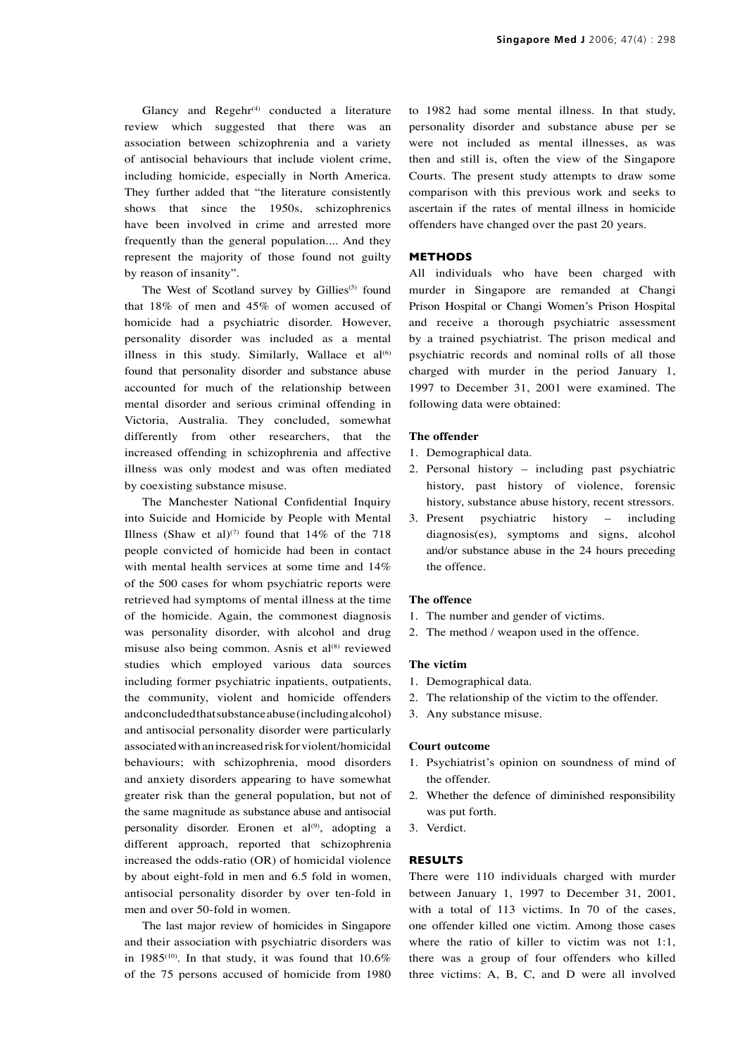Glancy and Regehr[4] conducted a literature review which suggested that there was an association between schizophrenia and a variety of antisocial behaviours that include violent crime, including homicide, especially in North America. They further added that "the literature consistently shows that since the 1950s, schizophrenics have been involved in crime and arrested more frequently than the general population.... And they represent the majority of those found not guilty by reason of insanity".

The West of Scotland survey by Gillies[5] found that 18% of men and 45% of women accused of homicide had a psychiatric disorder. However, personality disorder was included as a mental illness in this study. Similarly, Wallace et al[6] found that personality disorder and substance abuse accounted for much of the relationship between mental disorder and serious criminal offending in Victoria, Australia. They concluded, somewhat differently from other researchers, that the increased offending in schizophrenia and affective illness was only modest and was often mediated by coexisting substance misuse.

The Manchester National Confidential Inquiry into Suicide and Homicide by People with Mental Illness (Shaw et al)[7] found that 14% of the 718 people convicted of homicide had been in contact with mental health services at some time and 14% of the 500 cases for whom psychiatric reports were retrieved had symptoms of mental illness at the time of the homicide. Again, the commonest diagnosis was personality disorder, with alcohol and drug misuse also being common. Asnis et al[8] reviewed studies which employed various data sources including former psychiatric inpatients, outpatients, the community, violent and homicide offenders and concluded that substance abuse (including alcohol) and antisocial personality disorder were particularly associated with an increased risk for violent/homicidal behaviours; with schizophrenia, mood disorders and anxiety disorders appearing to have somewhat greater risk than the general population, but not of the same magnitude as substance abuse and antisocial personality disorder. Eronen et al[9], adopting a different approach, reported that schizophrenia increased the odds-ratio (OR) of homicidal violence by about eight-fold in men and 6.5 fold in women, antisocial personality disorder by over ten-fold in men and over 50-fold in women.

The last major review of homicides in Singapore and their association with psychiatric disorders was in 1985[10]. In that study, it was found that 10.6% of the 75 persons accused of homicide from 1980 to 1982 had some mental illness. In that study, personality disorder and substance abuse per se were not included as mental illnesses, as was then and still is, often the view of the Singapore Courts. The present study attempts to draw some comparison with this previous work and seeks to ascertain if the rates of mental illness in homicide offenders have changed over the past 20 years.

## METHODS

All individuals who have been charged with murder in Singapore are remanded at Changi Prison Hospital or Changi Women's Prison Hospital and receive a thorough psychiatric assessment by a trained psychiatrist. The prison medical and psychiatric records and nominal rolls of all those charged with murder in the period January 1, 1997 to December 31, 2001 were examined. The following data were obtained:

### The offender

1. Demographical data.
2. Personal history – including past psychiatric history, past history of violence, forensic history, substance abuse history, recent stressors.
3. Present psychiatric history – including diagnosis(es), symptoms and signs, alcohol and/or substance abuse in the 24 hours preceding the offence.

### The offence

1. The number and gender of victims.
2. The method / weapon used in the offence.

### The victim

1. Demographical data.
2. The relationship of the victim to the offender.
3. Any substance misuse.

### Court outcome

1. Psychiatrist's opinion on soundness of mind of the offender.
2. Whether the defence of diminished responsibility was put forth.
3. Verdict.

## RESULTS

There were 110 individuals charged with murder between January 1, 1997 to December 31, 2001, with a total of 113 victims. In 70 of the cases, one offender killed one victim. Among those cases where the ratio of killer to victim was not 1:1, there was a group of four offenders who killed three victims: A, B, C, and D were all involved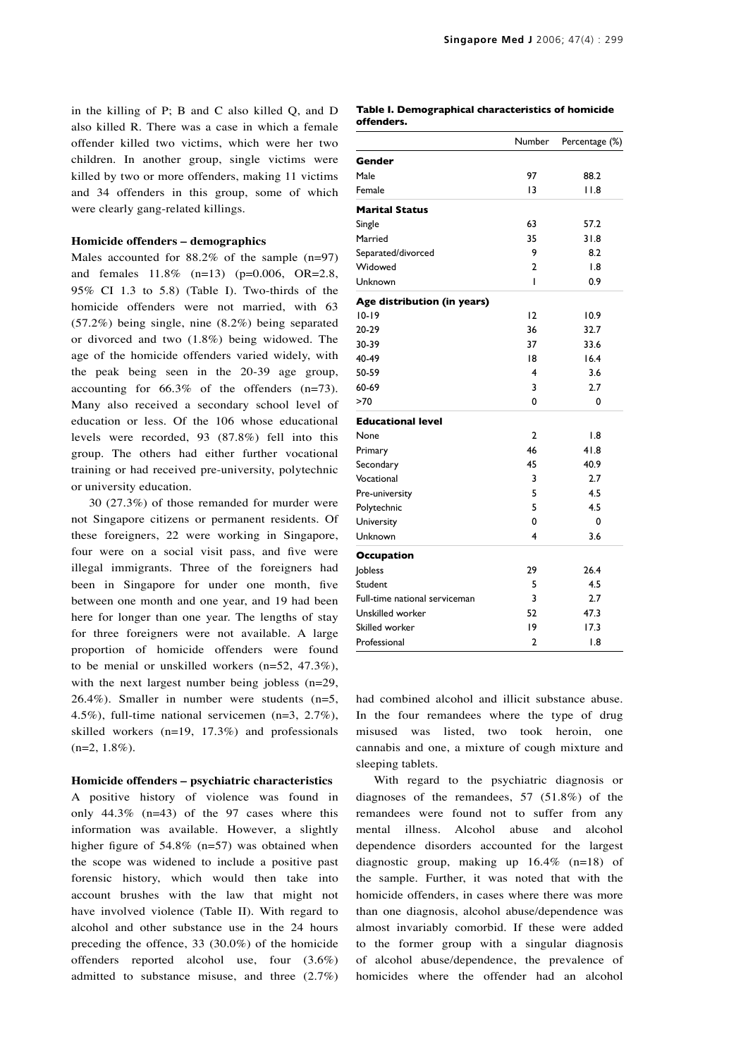in the killing of P; B and C also killed Q, and D also killed R. There was a case in which a female offender killed two victims, which were her two children. In another group, single victims were killed by two or more offenders, making 11 victims and 34 offenders in this group, some of which were clearly gang-related killings.

### Homicide offenders – demographics

Males accounted for 88.2% of the sample (n=97) and females 11.8% (n=13) (p=0.006, OR=2.8, 95% CI 1.3 to 5.8) (Table I). Two-thirds of the homicide offenders were not married, with 63 (57.2%) being single, nine (8.2%) being separated or divorced and two (1.8%) being widowed. The age of the homicide offenders varied widely, with the peak being seen in the 20-39 age group, accounting for 66.3% of the offenders (n=73). Many also received a secondary school level of education or less. Of the 106 whose educational levels were recorded, 93 (87.8%) fell into this group. The others had either further vocational training or had received pre-university, polytechnic or university education.

30 (27.3%) of those remanded for murder were not Singapore citizens or permanent residents. Of these foreigners, 22 were working in Singapore, four were on a social visit pass, and five were illegal immigrants. Three of the foreigners had been in Singapore for under one month, five between one month and one year, and 19 had been here for longer than one year. The lengths of stay for three foreigners were not available. A large proportion of homicide offenders were found to be menial or unskilled workers (n=52, 47.3%), with the next largest number being jobless (n=29, 26.4%). Smaller in number were students (n=5, 4.5%), full-time national servicemen (n=3, 2.7%), skilled workers (n=19, 17.3%) and professionals (n=2, 1.8%).

**Table I. Demographical characteristics of homicide offenders.**

| | Number | Percentage (%) |
|---|---|---|
| **Gender** | | |
| Male | 97 | 88.2 |
| Female | 13 | 11.8 |
| **Marital Status** | | |
| Single | 63 | 57.2 |
| Married | 35 | 31.8 |
| Separated/divorced | 9 | 8.2 |
| Widowed | 2 | 1.8 |
| Unknown | 1 | 0.9 |
| **Age distribution (in years)** | | |
| 10-19 | 12 | 10.9 |
| 20-29 | 36 | 32.7 |
| 30-39 | 37 | 33.6 |
| 40-49 | 18 | 16.4 |
| 50-59 | 4 | 3.6 |
| 60-69 | 3 | 2.7 |
| >70 | 0 | 0 |
| **Educational level** | | |
| None | 2 | 1.8 |
| Primary | 46 | 41.8 |
| Secondary | 45 | 40.9 |
| Vocational | 3 | 2.7 |
| Pre-university | 5 | 4.5 |
| Polytechnic | 5 | 4.5 |
| University | 0 | 0 |
| Unknown | 4 | 3.6 |
| **Occupation** | | |
| Jobless | 29 | 26.4 |
| Student | 5 | 4.5 |
| Full-time national serviceman | 3 | 2.7 |
| Unskilled worker | 52 | 47.3 |
| Skilled worker | 19 | 17.3 |
| Professional | 2 | 1.8 |

### Homicide offenders – psychiatric characteristics

A positive history of violence was found in only 44.3% (n=43) of the 97 cases where this information was available. However, a slightly higher figure of 54.8% (n=57) was obtained when the scope was widened to include a positive past forensic history, which would then take into account brushes with the law that might not have involved violence (Table II). With regard to alcohol and other substance use in the 24 hours preceding the offence, 33 (30.0%) of the homicide offenders reported alcohol use, four (3.6%) admitted to substance misuse, and three (2.7%) had combined alcohol and illicit substance abuse. In the four remandees where the type of drug misused was listed, two took heroin, one cannabis and one, a mixture of cough mixture and sleeping tablets.

With regard to the psychiatric diagnosis or diagnoses of the remandees, 57 (51.8%) of the remandees were found not to suffer from any mental illness. Alcohol abuse and alcohol dependence disorders accounted for the largest diagnostic group, making up 16.4% (n=18) of the sample. Further, it was noted that with the homicide offenders, in cases where there was more than one diagnosis, alcohol abuse/dependence was almost invariably comorbid. If these were added to the former group with a singular diagnosis of alcohol abuse/dependence, the prevalence of homicides where the offender had an alcohol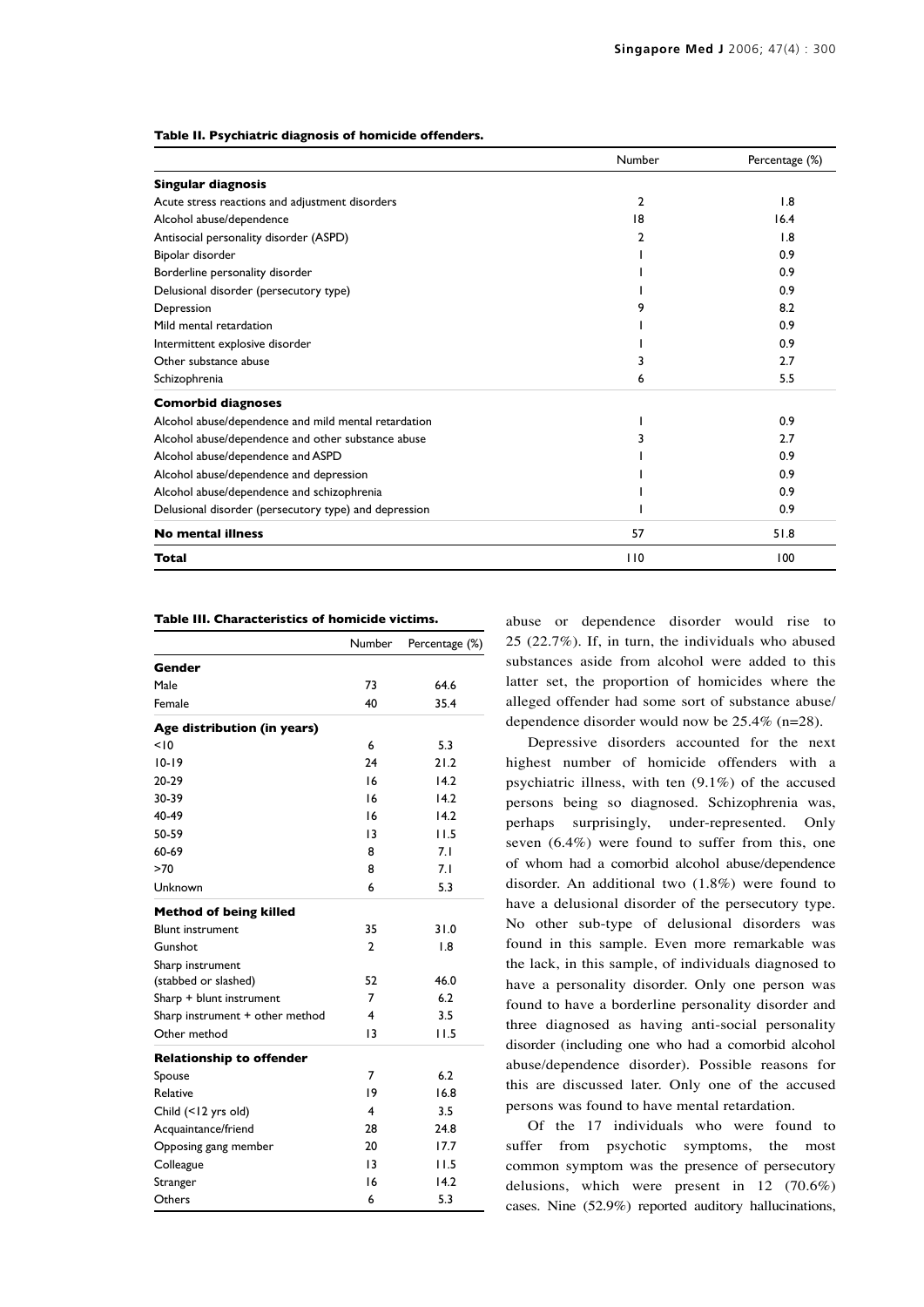**Table II. Psychiatric diagnosis of homicide offenders.**

| | Number | Percentage (%) |
|---|---|---|
| **Singular diagnosis** | | |
| Acute stress reactions and adjustment disorders | 2 | 1.8 |
| Alcohol abuse/dependence | 18 | 16.4 |
| Antisocial personality disorder (ASPD) | 2 | 1.8 |
| Bipolar disorder | 1 | 0.9 |
| Borderline personality disorder | 1 | 0.9 |
| Delusional disorder (persecutory type) | 1 | 0.9 |
| Depression | 9 | 8.2 |
| Mild mental retardation | 1 | 0.9 |
| Intermittent explosive disorder | 1 | 0.9 |
| Other substance abuse | 3 | 2.7 |
| Schizophrenia | 6 | 5.5 |
| **Comorbid diagnoses** | | |
| Alcohol abuse/dependence and mild mental retardation | 1 | 0.9 |
| Alcohol abuse/dependence and other substance abuse | 3 | 2.7 |
| Alcohol abuse/dependence and ASPD | 1 | 0.9 |
| Alcohol abuse/dependence and depression | 1 | 0.9 |
| Alcohol abuse/dependence and schizophrenia | 1 | 0.9 |
| Delusional disorder (persecutory type) and depression | 1 | 0.9 |
| **No mental illness** | 57 | 51.8 |
| **Total** | 110 | 100 |

**Table III. Characteristics of homicide victims.**

| | Number | Percentage (%) |
|---|---|---|
| **Gender** | | |
| Male | 73 | 64.6 |
| Female | 40 | 35.4 |
| **Age distribution (in years)** | | |
| <10 | 6 | 5.3 |
| 10-19 | 24 | 21.2 |
| 20-29 | 16 | 14.2 |
| 30-39 | 16 | 14.2 |
| 40-49 | 16 | 14.2 |
| 50-59 | 13 | 11.5 |
| 60-69 | 8 | 7.1 |
| >70 | 8 | 7.1 |
| Unknown | 6 | 5.3 |
| **Method of being killed** | | |
| Blunt instrument | 35 | 31.0 |
| Gunshot | 2 | 1.8 |
| Sharp instrument (stabbed or slashed) | 52 | 46.0 |
| Sharp + blunt instrument | 7 | 6.2 |
| Sharp instrument + other method | 4 | 3.5 |
| Other method | 13 | 11.5 |
| **Relationship to offender** | | |
| Spouse | 7 | 6.2 |
| Relative | 19 | 16.8 |
| Child (<12 yrs old) | 4 | 3.5 |
| Acquaintance/friend | 28 | 24.8 |
| Opposing gang member | 20 | 17.7 |
| Colleague | 13 | 11.5 |
| Stranger | 16 | 14.2 |
| Others | 6 | 5.3 |

abuse or dependence disorder would rise to 25 (22.7%). If, in turn, the individuals who abused substances aside from alcohol were added to this latter set, the proportion of homicides where the alleged offender had some sort of substance abuse/dependence disorder would now be 25.4% (n=28).

Depressive disorders accounted for the next highest number of homicide offenders with a psychiatric illness, with ten (9.1%) of the accused persons being so diagnosed. Schizophrenia was, perhaps surprisingly, under-represented. Only seven (6.4%) were found to suffer from this, one of whom had a comorbid alcohol abuse/dependence disorder. An additional two (1.8%) were found to have a delusional disorder of the persecutory type. No other sub-type of delusional disorders was found in this sample. Even more remarkable was the lack, in this sample, of individuals diagnosed to have a personality disorder. Only one person was found to have a borderline personality disorder and three diagnosed as having anti-social personality disorder (including one who had a comorbid alcohol abuse/dependence disorder). Possible reasons for this are discussed later. Only one of the accused persons was found to have mental retardation.

Of the 17 individuals who were found to suffer from psychotic symptoms, the most common symptom was the presence of persecutory delusions, which were present in 12 (70.6%) cases. Nine (52.9%) reported auditory hallucinations,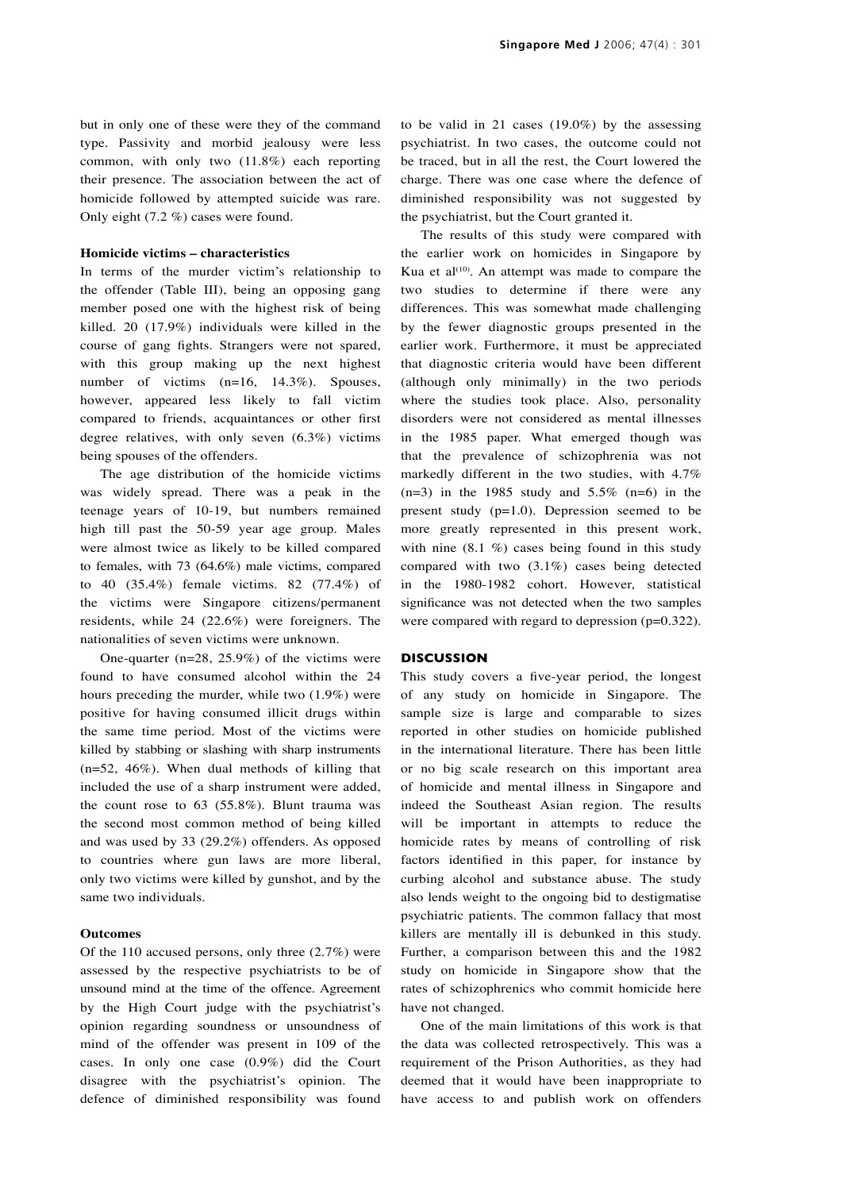but in only one of these were they of the command type. Passivity and morbid jealousy were less common, with only two (11.8%) each reporting their presence. The association between the act of homicide followed by attempted suicide was rare. Only eight (7.2 %) cases were found.

### Homicide victims – characteristics

In terms of the murder victim's relationship to the offender (Table III), being an opposing gang member posed one with the highest risk of being killed. 20 (17.9%) individuals were killed in the course of gang fights. Strangers were not spared, with this group making up the next highest number of victims (n=16, 14.3%). Spouses, however, appeared less likely to fall victim compared to friends, acquaintances or other first degree relatives, with only seven (6.3%) victims being spouses of the offenders.

The age distribution of the homicide victims was widely spread. There was a peak in the teenage years of 10-19, but numbers remained high till past the 50-59 year age group. Males were almost twice as likely to be killed compared to females, with 73 (64.6%) male victims, compared to 40 (35.4%) female victims. 82 (77.4%) of the victims were Singapore citizens/permanent residents, while 24 (22.6%) were foreigners. The nationalities of seven victims were unknown.

One-quarter (n=28, 25.9%) of the victims were found to have consumed alcohol within the 24 hours preceding the murder, while two (1.9%) were positive for having consumed illicit drugs within the same time period. Most of the victims were killed by stabbing or slashing with sharp instruments (n=52, 46%). When dual methods of killing that included the use of a sharp instrument were added, the count rose to 63 (55.8%). Blunt trauma was the second most common method of being killed and was used by 33 (29.2%) offenders. As opposed to countries where gun laws are more liberal, only two victims were killed by gunshot, and by the same two individuals.

### Outcomes

Of the 110 accused persons, only three (2.7%) were assessed by the respective psychiatrists to be of unsound mind at the time of the offence. Agreement by the High Court judge with the psychiatrist's opinion regarding soundness or unsoundness of mind of the offender was present in 109 of the cases. In only one case (0.9%) did the Court disagree with the psychiatrist's opinion. The defence of diminished responsibility was found to be valid in 21 cases (19.0%) by the assessing psychiatrist. In two cases, the outcome could not be traced, but in all the rest, the Court lowered the charge. There was one case where the defence of diminished responsibility was not suggested by the psychiatrist, but the Court granted it.

The results of this study were compared with the earlier work on homicides in Singapore by Kua et al[10]. An attempt was made to compare the two studies to determine if there were any differences. This was somewhat made challenging by the fewer diagnostic groups presented in the earlier work. Furthermore, it must be appreciated that diagnostic criteria would have been different (although only minimally) in the two periods where the studies took place. Also, personality disorders were not considered as mental illnesses in the 1985 paper. What emerged though was that the prevalence of schizophrenia was not markedly different in the two studies, with 4.7% (n=3) in the 1985 study and 5.5% (n=6) in the present study (p=1.0). Depression seemed to be more greatly represented in this present work, with nine (8.1 %) cases being found in this study compared with two (3.1%) cases being detected in the 1980-1982 cohort. However, statistical significance was not detected when the two samples were compared with regard to depression (p=0.322).

## DISCUSSION

This study covers a five-year period, the longest of any study on homicide in Singapore. The sample size is large and comparable to sizes reported in other studies on homicide published in the international literature. There has been little or no big scale research on this important area of homicide and mental illness in Singapore and indeed the Southeast Asian region. The results will be important in attempts to reduce the homicide rates by means of controlling of risk factors identified in this paper, for instance by curbing alcohol and substance abuse. The study also lends weight to the ongoing bid to destigmatise psychiatric patients. The common fallacy that most killers are mentally ill is debunked in this study. Further, a comparison between this and the 1982 study on homicide in Singapore show that the rates of schizophrenics who commit homicide here have not changed.

One of the main limitations of this work is that the data was collected retrospectively. This was a requirement of the Prison Authorities, as they had deemed that it would have been inappropriate to have access to and publish work on offenders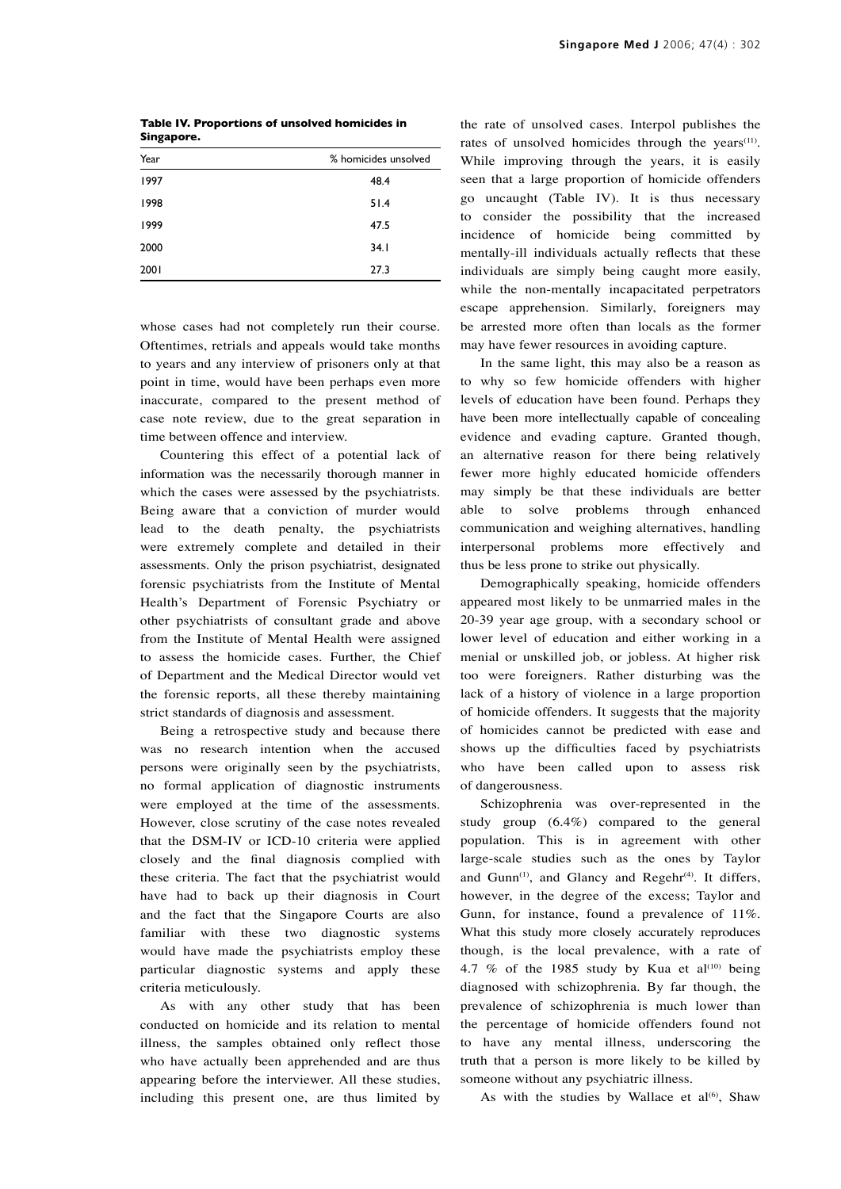**Table IV. Proportions of unsolved homicides in Singapore.**

| Year | % homicides unsolved |
|---|---|
| 1997 | 48.4 |
| 1998 | 51.4 |
| 1999 | 47.5 |
| 2000 | 34.1 |
| 2001 | 27.3 |

whose cases had not completely run their course. Oftentimes, retrials and appeals would take months to years and any interview of prisoners only at that point in time, would have been perhaps even more inaccurate, compared to the present method of case note review, due to the great separation in time between offence and interview.

Countering this effect of a potential lack of information was the necessarily thorough manner in which the cases were assessed by the psychiatrists. Being aware that a conviction of murder would lead to the death penalty, the psychiatrists were extremely complete and detailed in their assessments. Only the prison psychiatrist, designated forensic psychiatrists from the Institute of Mental Health's Department of Forensic Psychiatry or other psychiatrists of consultant grade and above from the Institute of Mental Health were assigned to assess the homicide cases. Further, the Chief of Department and the Medical Director would vet the forensic reports, all these thereby maintaining strict standards of diagnosis and assessment.

Being a retrospective study and because there was no research intention when the accused persons were originally seen by the psychiatrists, no formal application of diagnostic instruments were employed at the time of the assessments. However, close scrutiny of the case notes revealed that the DSM-IV or ICD-10 criteria were applied closely and the final diagnosis complied with these criteria. The fact that the psychiatrist would have had to back up their diagnosis in Court and the fact that the Singapore Courts are also familiar with these two diagnostic systems would have made the psychiatrists employ these particular diagnostic systems and apply these criteria meticulously.

As with any other study that has been conducted on homicide and its relation to mental illness, the samples obtained only reflect those who have actually been apprehended and are thus appearing before the interviewer. All these studies, including this present one, are thus limited by the rate of unsolved cases. Interpol publishes the rates of unsolved homicides through the years[11]. While improving through the years, it is easily seen that a large proportion of homicide offenders go uncaught (Table IV). It is thus necessary to consider the possibility that the increased incidence of homicide being committed by mentally-ill individuals actually reflects that these individuals are simply being caught more easily, while the non-mentally incapacitated perpetrators escape apprehension. Similarly, foreigners may be arrested more often than locals as the former may have fewer resources in avoiding capture.

In the same light, this may also be a reason as to why so few homicide offenders with higher levels of education have been found. Perhaps they have been more intellectually capable of concealing evidence and evading capture. Granted though, an alternative reason for there being relatively fewer more highly educated homicide offenders may simply be that these individuals are better able to solve problems through enhanced communication and weighing alternatives, handling interpersonal problems more effectively and thus be less prone to strike out physically.

Demographically speaking, homicide offenders appeared most likely to be unmarried males in the 20-39 year age group, with a secondary school or lower level of education and either working in a menial or unskilled job, or jobless. At higher risk too were foreigners. Rather disturbing was the lack of a history of violence in a large proportion of homicide offenders. It suggests that the majority of homicides cannot be predicted with ease and shows up the difficulties faced by psychiatrists who have been called upon to assess risk of dangerousness.

Schizophrenia was over-represented in the study group (6.4%) compared to the general population. This is in agreement with other large-scale studies such as the ones by Taylor and Gunn[1], and Glancy and Regehr[4]. It differs, however, in the degree of the excess; Taylor and Gunn, for instance, found a prevalence of 11%. What this study more closely accurately reproduces though, is the local prevalence, with a rate of 4.7 % of the 1985 study by Kua et al[10] being diagnosed with schizophrenia. By far though, the prevalence of schizophrenia is much lower than the percentage of homicide offenders found not to have any mental illness, underscoring the truth that a person is more likely to be killed by someone without any psychiatric illness.

As with the studies by Wallace et al[6], Shaw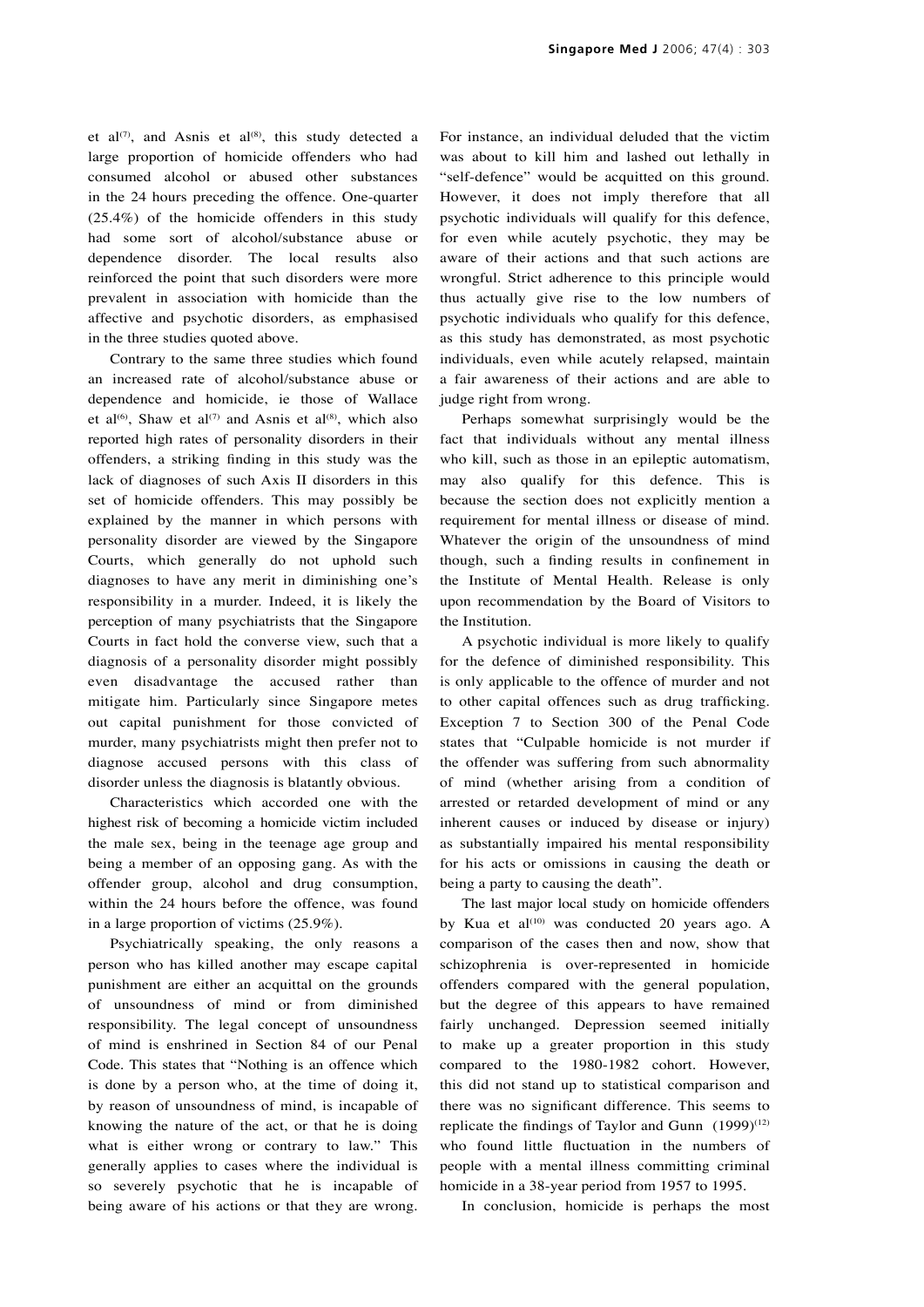et al[7], and Asnis et al[8], this study detected a large proportion of homicide offenders who had consumed alcohol or abused other substances in the 24 hours preceding the offence. One-quarter (25.4%) of the homicide offenders in this study had some sort of alcohol/substance abuse or dependence disorder. The local results also reinforced the point that such disorders were more prevalent in association with homicide than the affective and psychotic disorders, as emphasised in the three studies quoted above.

Contrary to the same three studies which found an increased rate of alcohol/substance abuse or dependence and homicide, ie those of Wallace et al[6], Shaw et al[7] and Asnis et al[8], which also reported high rates of personality disorders in their offenders, a striking finding in this study was the lack of diagnoses of such Axis II disorders in this set of homicide offenders. This may possibly be explained by the manner in which persons with personality disorder are viewed by the Singapore Courts, which generally do not uphold such diagnoses to have any merit in diminishing one's responsibility in a murder. Indeed, it is likely the perception of many psychiatrists that the Singapore Courts in fact hold the converse view, such that a diagnosis of a personality disorder might possibly even disadvantage the accused rather than mitigate him. Particularly since Singapore metes out capital punishment for those convicted of murder, many psychiatrists might then prefer not to diagnose accused persons with this class of disorder unless the diagnosis is blatantly obvious.

Characteristics which accorded one with the highest risk of becoming a homicide victim included the male sex, being in the teenage age group and being a member of an opposing gang. As with the offender group, alcohol and drug consumption, within the 24 hours before the offence, was found in a large proportion of victims (25.9%).

Psychiatrically speaking, the only reasons a person who has killed another may escape capital punishment are either an acquittal on the grounds of unsoundness of mind or from diminished responsibility. The legal concept of unsoundness of mind is enshrined in Section 84 of our Penal Code. This states that "Nothing is an offence which is done by a person who, at the time of doing it, by reason of unsoundness of mind, is incapable of knowing the nature of the act, or that he is doing what is either wrong or contrary to law." This generally applies to cases where the individual is so severely psychotic that he is incapable of being aware of his actions or that they are wrong. For instance, an individual deluded that the victim was about to kill him and lashed out lethally in "self-defence" would be acquitted on this ground. However, it does not imply therefore that all psychotic individuals will qualify for this defence, for even while acutely psychotic, they may be aware of their actions and that such actions are wrongful. Strict adherence to this principle would thus actually give rise to the low numbers of psychotic individuals who qualify for this defence, as this study has demonstrated, as most psychotic individuals, even while acutely relapsed, maintain a fair awareness of their actions and are able to judge right from wrong.

Perhaps somewhat surprisingly would be the fact that individuals without any mental illness who kill, such as those in an epileptic automatism, may also qualify for this defence. This is because the section does not explicitly mention a requirement for mental illness or disease of mind. Whatever the origin of the unsoundness of mind though, such a finding results in confinement in the Institute of Mental Health. Release is only upon recommendation by the Board of Visitors to the Institution.

A psychotic individual is more likely to qualify for the defence of diminished responsibility. This is only applicable to the offence of murder and not to other capital offences such as drug trafficking. Exception 7 to Section 300 of the Penal Code states that "Culpable homicide is not murder if the offender was suffering from such abnormality of mind (whether arising from a condition of arrested or retarded development of mind or any inherent causes or induced by disease or injury) as substantially impaired his mental responsibility for his acts or omissions in causing the death or being a party to causing the death".

The last major local study on homicide offenders by Kua et al[10] was conducted 20 years ago. A comparison of the cases then and now, show that schizophrenia is over-represented in homicide offenders compared with the general population, but the degree of this appears to have remained fairly unchanged. Depression seemed initially to make up a greater proportion in this study compared to the 1980-1982 cohort. However, this did not stand up to statistical comparison and there was no significant difference. This seems to replicate the findings of Taylor and Gunn (1999)[12] who found little fluctuation in the numbers of people with a mental illness committing criminal homicide in a 38-year period from 1957 to 1995.

In conclusion, homicide is perhaps the most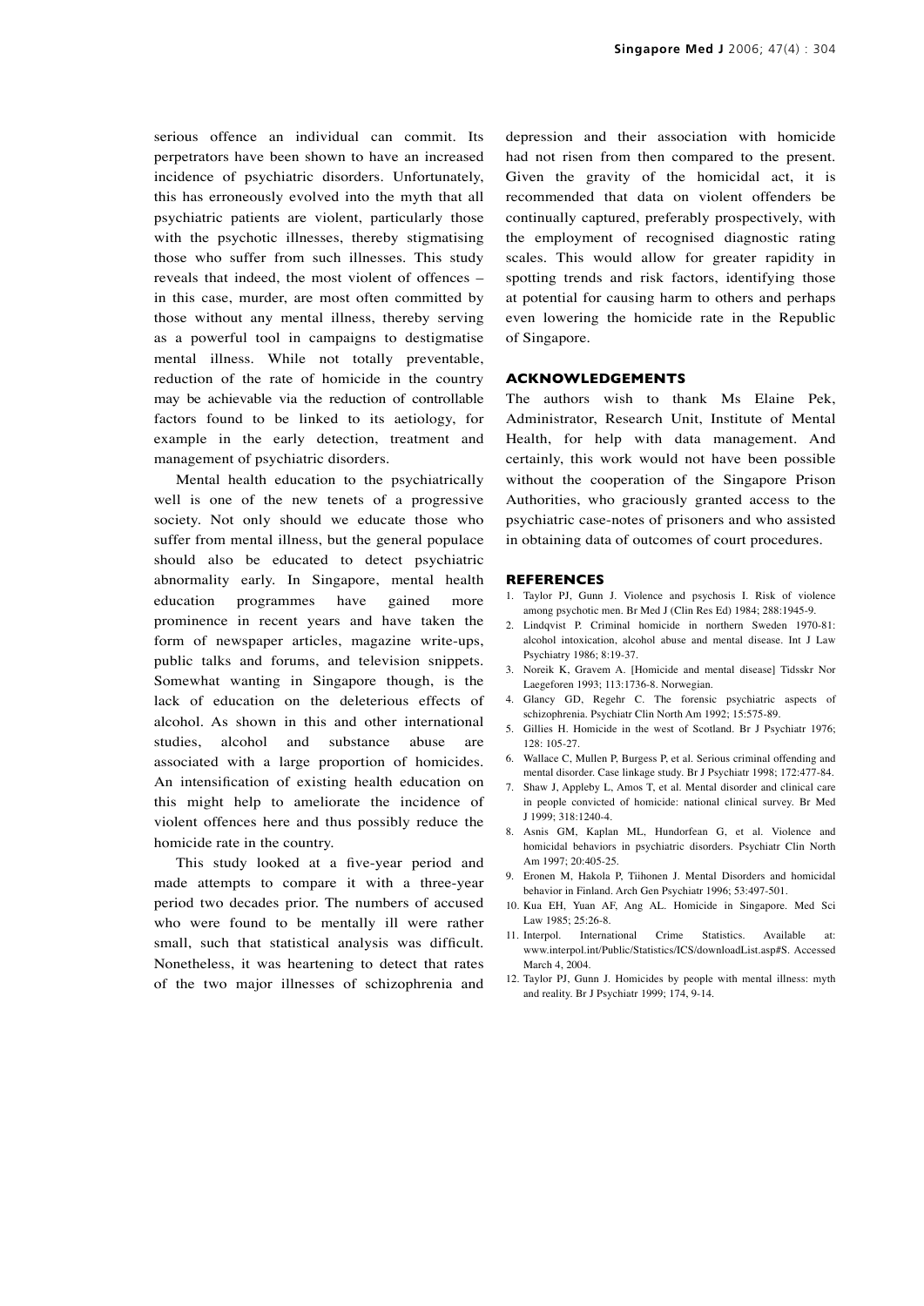serious offence an individual can commit. Its perpetrators have been shown to have an increased incidence of psychiatric disorders. Unfortunately, this has erroneously evolved into the myth that all psychiatric patients are violent, particularly those with the psychotic illnesses, thereby stigmatising those who suffer from such illnesses. This study reveals that indeed, the most violent of offences – in this case, murder, are most often committed by those without any mental illness, thereby serving as a powerful tool in campaigns to destigmatise mental illness. While not totally preventable, reduction of the rate of homicide in the country may be achievable via the reduction of controllable factors found to be linked to its aetiology, for example in the early detection, treatment and management of psychiatric disorders.

Mental health education to the psychiatrically well is one of the new tenets of a progressive society. Not only should we educate those who suffer from mental illness, but the general populace should also be educated to detect psychiatric abnormality early. In Singapore, mental health education programmes have gained more prominence in recent years and have taken the form of newspaper articles, magazine write-ups, public talks and forums, and television snippets. Somewhat wanting in Singapore though, is the lack of education on the deleterious effects of alcohol. As shown in this and other international studies, alcohol and substance abuse are associated with a large proportion of homicides. An intensification of existing health education on this might help to ameliorate the incidence of violent offences here and thus possibly reduce the homicide rate in the country.

This study looked at a five-year period and made attempts to compare it with a three-year period two decades prior. The numbers of accused who were found to be mentally ill were rather small, such that statistical analysis was difficult. Nonetheless, it was heartening to detect that rates of the two major illnesses of schizophrenia and depression and their association with homicide had not risen from then compared to the present. Given the gravity of the homicidal act, it is recommended that data on violent offenders be continually captured, preferably prospectively, with the employment of recognised diagnostic rating scales. This would allow for greater rapidity in spotting trends and risk factors, identifying those at potential for causing harm to others and perhaps even lowering the homicide rate in the Republic of Singapore.

## ACKNOWLEDGEMENTS

The authors wish to thank Ms Elaine Pek, Administrator, Research Unit, Institute of Mental Health, for help with data management. And certainly, this work would not have been possible without the cooperation of the Singapore Prison Authorities, who graciously granted access to the psychiatric case-notes of prisoners and who assisted in obtaining data of outcomes of court procedures.

## REFERENCES

1. Taylor PJ, Gunn J. Violence and psychosis I. Risk of violence among psychotic men. Br Med J (Clin Res Ed) 1984; 288:1945-9.
2. Lindqvist P. Criminal homicide in northern Sweden 1970-81: alcohol intoxication, alcohol abuse and mental disease. Int J Law Psychiatry 1986; 8:19-37.
3. Noreik K, Gravem A. [Homicide and mental disease] Tidsskr Nor Laegeforen 1993; 113:1736-8. Norwegian.
4. Glancy GD, Regehr C. The forensic psychiatric aspects of schizophrenia. Psychiatr Clin North Am 1992; 15:575-89.
5. Gillies H. Homicide in the west of Scotland. Br J Psychiatr 1976; 128: 105-27.
6. Wallace C, Mullen P, Burgess P, et al. Serious criminal offending and mental disorder. Case linkage study. Br J Psychiatr 1998; 172:477-84.
7. Shaw J, Appleby L, Amos T, et al. Mental disorder and clinical care in people convicted of homicide: national clinical survey. Br Med J 1999; 318:1240-4.
8. Asnis GM, Kaplan ML, Hundorfean G, et al. Violence and homicidal behaviors in psychiatric disorders. Psychiatr Clin North Am 1997; 20:405-25.
9. Eronen M, Hakola P, Tiihonen J. Mental Disorders and homicidal behavior in Finland. Arch Gen Psychiatr 1996; 53:497-501.
10. Kua EH, Yuan AF, Ang AL. Homicide in Singapore. Med Sci Law 1985; 25:26-8.
11. Interpol. International Crime Statistics. Available at: www.interpol.int/Public/Statistics/ICS/downloadList.asp#S. Accessed March 4, 2004.
12. Taylor PJ, Gunn J. Homicides by people with mental illness: myth and reality. Br J Psychiatr 1999; 174, 9-14.